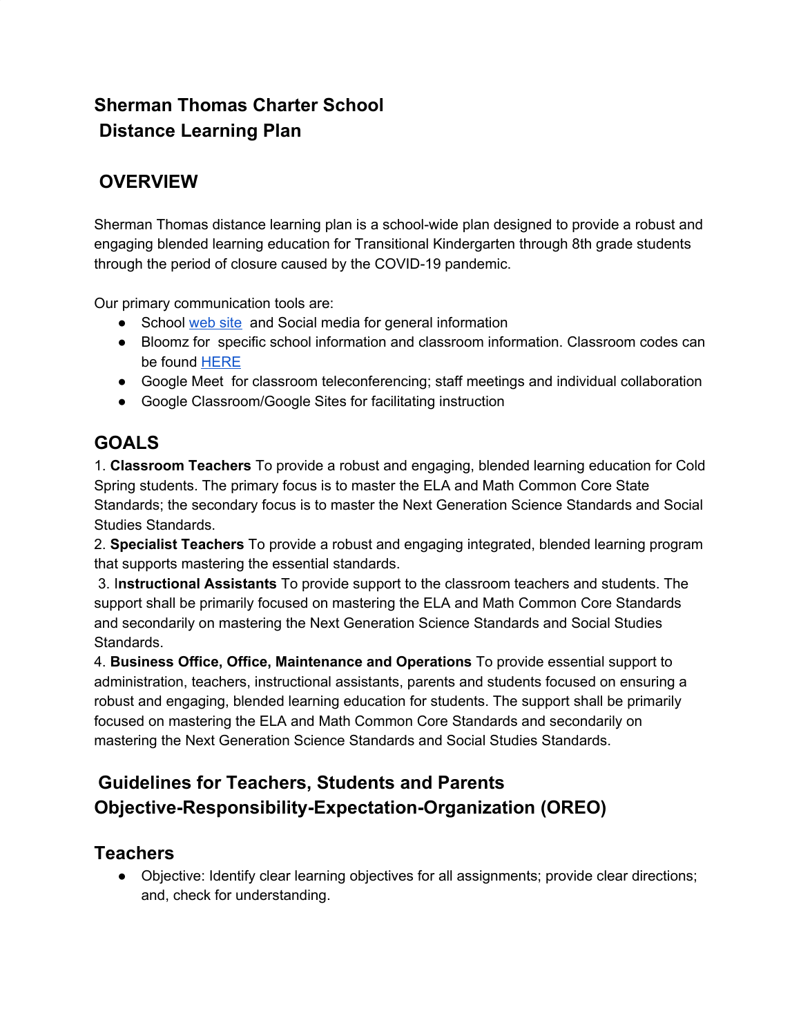# Sherman Thomas Charter School
# Distance Learning Plan

## OVERVIEW

Sherman Thomas distance learning plan is a school-wide plan designed to provide a robust and engaging blended learning education for Transitional Kindergarten through 8th grade students through the period of closure caused by the COVID-19 pandemic.

Our primary communication tools are:

- School web site and Social media for general information
- Bloomz for specific school information and classroom information. Classroom codes can be found HERE
- Google Meet for classroom teleconferencing; staff meetings and individual collaboration
- Google Classroom/Google Sites for facilitating instruction

## GOALS

1. **Classroom Teachers** To provide a robust and engaging, blended learning education for Cold Spring students. The primary focus is to master the ELA and Math Common Core State Standards; the secondary focus is to master the Next Generation Science Standards and Social Studies Standards.
2. **Specialist Teachers** To provide a robust and engaging integrated, blended learning program that supports mastering the essential standards.
3. **Instructional Assistants** To provide support to the classroom teachers and students. The support shall be primarily focused on mastering the ELA and Math Common Core Standards and secondarily on mastering the Next Generation Science Standards and Social Studies Standards.
4. **Business Office, Office, Maintenance and Operations** To provide essential support to administration, teachers, instructional assistants, parents and students focused on ensuring a robust and engaging, blended learning education for students. The support shall be primarily focused on mastering the ELA and Math Common Core Standards and secondarily on mastering the Next Generation Science Standards and Social Studies Standards.

## Guidelines for Teachers, Students and Parents Objective-Responsibility-Expectation-Organization (OREO)

### Teachers

- Objective: Identify clear learning objectives for all assignments; provide clear directions; and, check for understanding.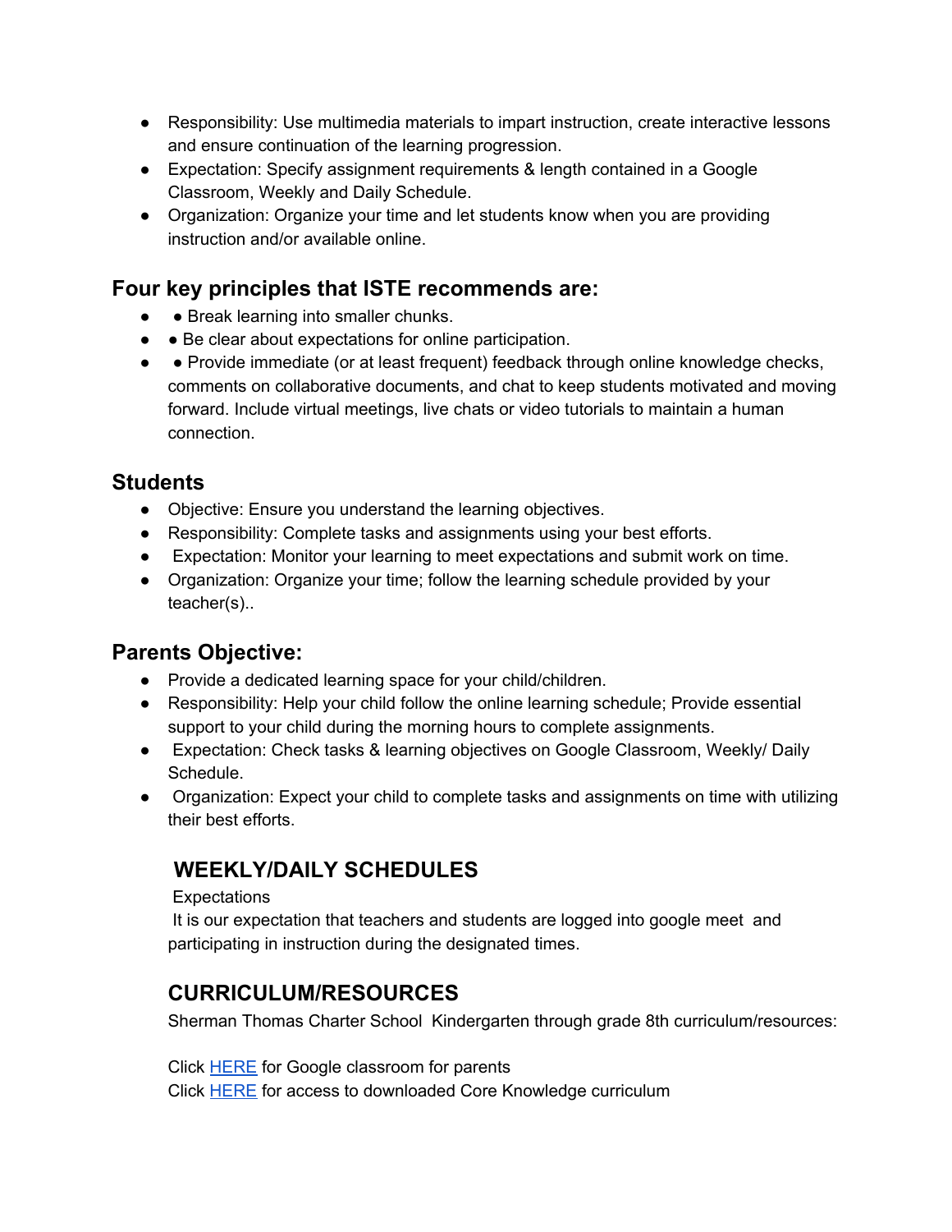- Responsibility: Use multimedia materials to impart instruction, create interactive lessons and ensure continuation of the learning progression.
- Expectation: Specify assignment requirements & length contained in a Google Classroom, Weekly and Daily Schedule.
- Organization: Organize your time and let students know when you are providing instruction and/or available online.

## Four key principles that ISTE recommends are:

- ● Break learning into smaller chunks.
- ● Be clear about expectations for online participation.
- ● Provide immediate (or at least frequent) feedback through online knowledge checks, comments on collaborative documents, and chat to keep students motivated and moving forward. Include virtual meetings, live chats or video tutorials to maintain a human connection.

## Students

- Objective: Ensure you understand the learning objectives.
- Responsibility: Complete tasks and assignments using your best efforts.
- Expectation: Monitor your learning to meet expectations and submit work on time.
- Organization: Organize your time; follow the learning schedule provided by your teacher(s)..

## Parents Objective:

- Provide a dedicated learning space for your child/children.
- Responsibility: Help your child follow the online learning schedule; Provide essential support to your child during the morning hours to complete assignments.
- Expectation: Check tasks & learning objectives on Google Classroom, Weekly/ Daily Schedule.
- Organization: Expect your child to complete tasks and assignments on time with utilizing their best efforts.

## WEEKLY/DAILY SCHEDULES

Expectations

It is our expectation that teachers and students are logged into google meet and participating in instruction during the designated times.

## CURRICULUM/RESOURCES

Sherman Thomas Charter School Kindergarten through grade 8th curriculum/resources:

Click HERE for Google classroom for parents

Click HERE for access to downloaded Core Knowledge curriculum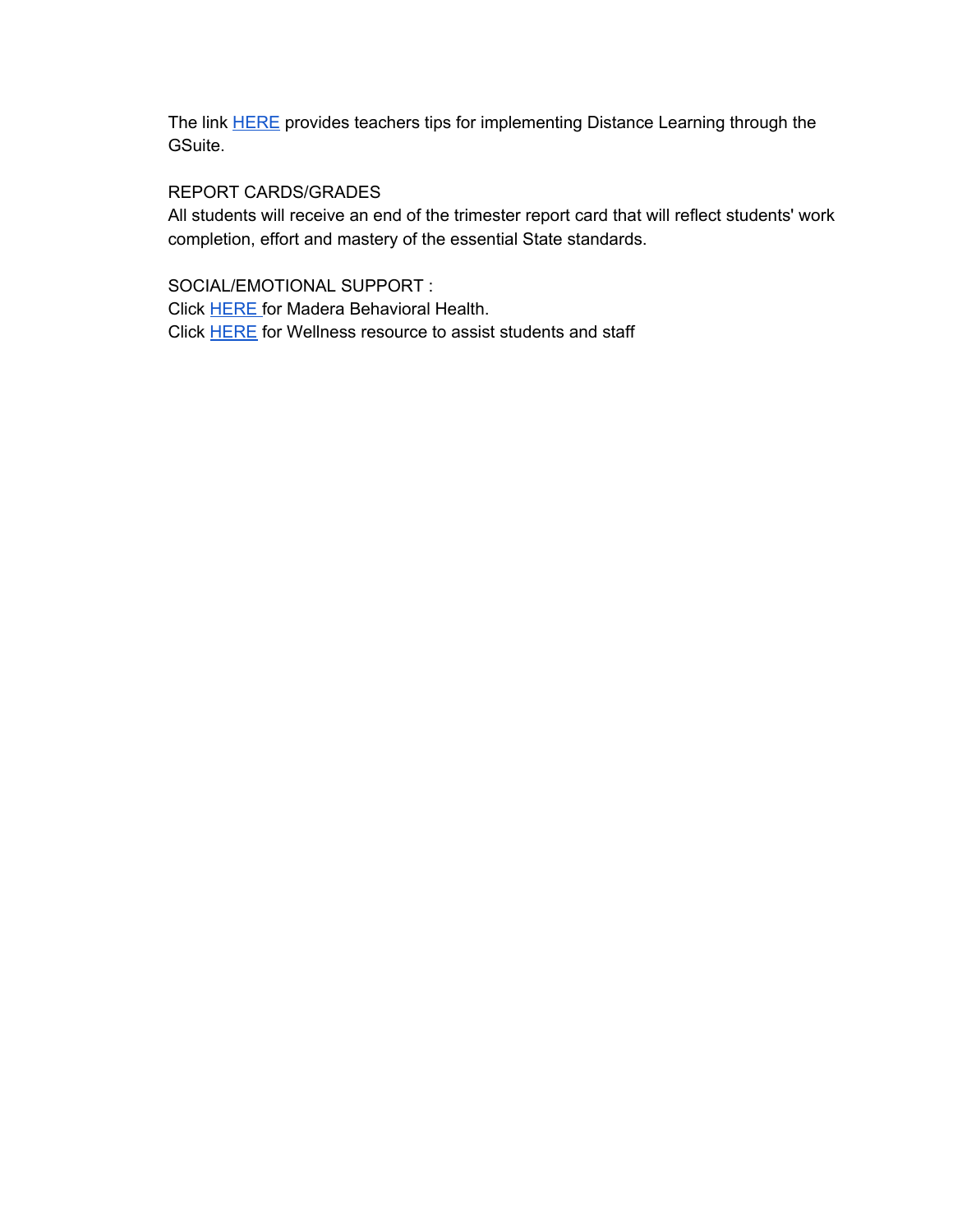The link HERE provides teachers tips for implementing Distance Learning through the GSuite.

REPORT CARDS/GRADES

All students will receive an end of the trimester report card that will reflect students' work completion, effort and mastery of the essential State standards.

SOCIAL/EMOTIONAL SUPPORT :

Click HERE for Madera Behavioral Health.

Click HERE for Wellness resource to assist students and staff